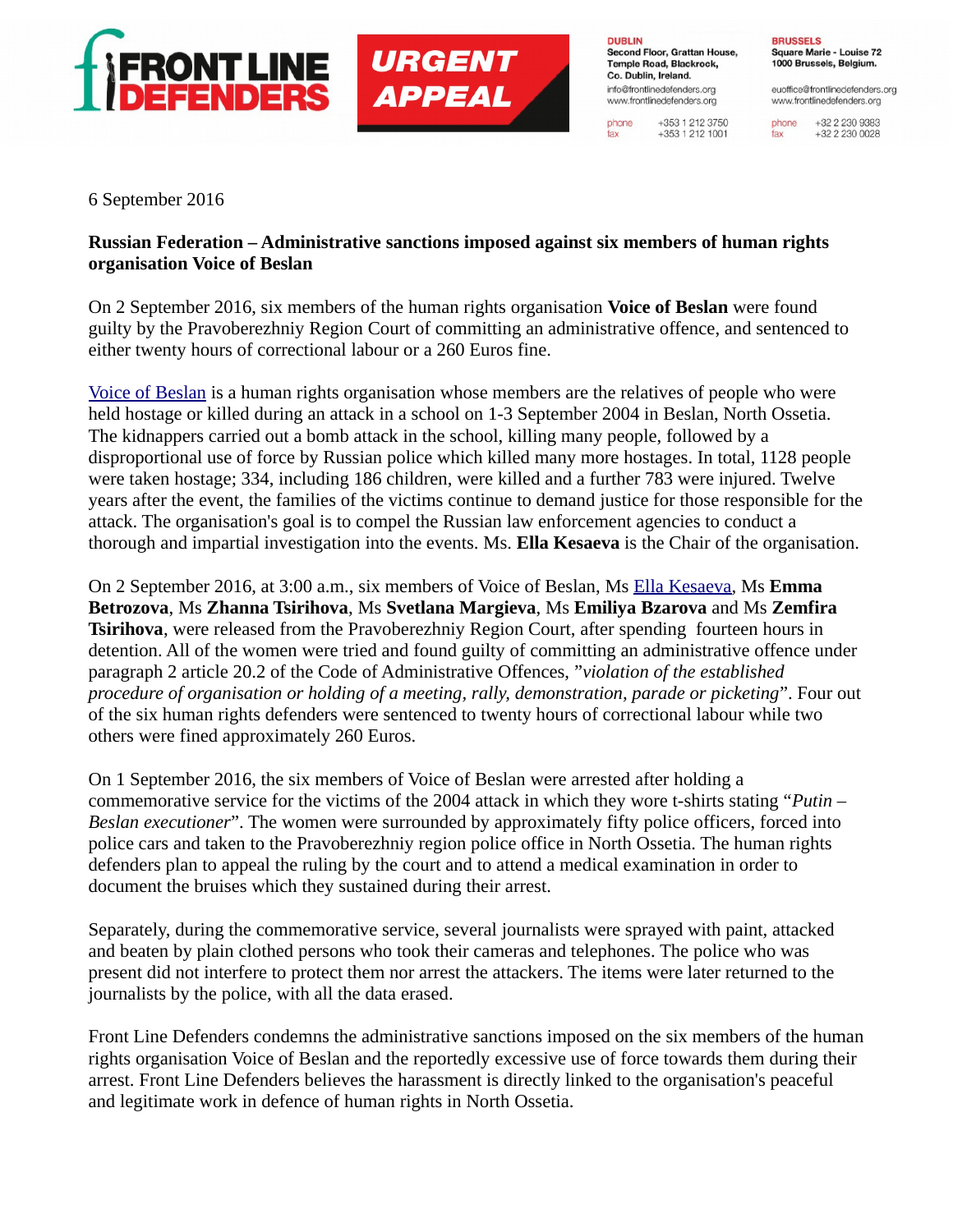**FRONT LINE DEFENDERS** **URGENT APPEAL**

**DUBLIN**
**Second Floor, Grattan House, Temple Road, Blackrock, Co. Dublin, Ireland.**
info@frontlinedefenders.org
www.frontlinedefenders.org
phone +353 1 212 3750
fax +353 1 212 1001

**BRUSSELS**
**Square Marie - Louise 72 1000 Brussels, Belgium.**
euoffice@frontlinedefenders.org
www.frontlinedefenders.org
phone +32 2 230 9383
fax +32 2 230 0028

6 September 2016

**Russian Federation – Administrative sanctions imposed against six members of human rights organisation Voice of Beslan**

On 2 September 2016, six members of the human rights organisation **Voice of Beslan** were found guilty by the Pravoberezhniy Region Court of committing an administrative offence, and sentenced to either twenty hours of correctional labour or a 260 Euros fine.

Voice of Beslan is a human rights organisation whose members are the relatives of people who were held hostage or killed during an attack in a school on 1-3 September 2004 in Beslan, North Ossetia. The kidnappers carried out a bomb attack in the school, killing many people, followed by a disproportional use of force by Russian police which killed many more hostages. In total, 1128 people were taken hostage; 334, including 186 children, were killed and a further 783 were injured. Twelve years after the event, the families of the victims continue to demand justice for those responsible for the attack. The organisation's goal is to compel the Russian law enforcement agencies to conduct a thorough and impartial investigation into the events. Ms. **Ella Kesaeva** is the Chair of the organisation.

On 2 September 2016, at 3:00 a.m., six members of Voice of Beslan, Ms Ella Kesaeva, Ms **Emma Betrozova**, Ms **Zhanna Tsirihova**, Ms **Svetlana Margieva**, Ms **Emiliya Bzarova** and Ms **Zemfira Tsirihova**, were released from the Pravoberezhniy Region Court, after spending fourteen hours in detention. All of the women were tried and found guilty of committing an administrative offence under paragraph 2 article 20.2 of the Code of Administrative Offences, "*violation of the established procedure of organisation or holding of a meeting, rally, demonstration, parade or picketing*". Four out of the six human rights defenders were sentenced to twenty hours of correctional labour while two others were fined approximately 260 Euros.

On 1 September 2016, the six members of Voice of Beslan were arrested after holding a commemorative service for the victims of the 2004 attack in which they wore t-shirts stating "*Putin – Beslan executioner*". The women were surrounded by approximately fifty police officers, forced into police cars and taken to the Pravoberezhniy region police office in North Ossetia. The human rights defenders plan to appeal the ruling by the court and to attend a medical examination in order to document the bruises which they sustained during their arrest.

Separately, during the commemorative service, several journalists were sprayed with paint, attacked and beaten by plain clothed persons who took their cameras and telephones. The police who was present did not interfere to protect them nor arrest the attackers. The items were later returned to the journalists by the police, with all the data erased.

Front Line Defenders condemns the administrative sanctions imposed on the six members of the human rights organisation Voice of Beslan and the reportedly excessive use of force towards them during their arrest. Front Line Defenders believes the harassment is directly linked to the organisation's peaceful and legitimate work in defence of human rights in North Ossetia.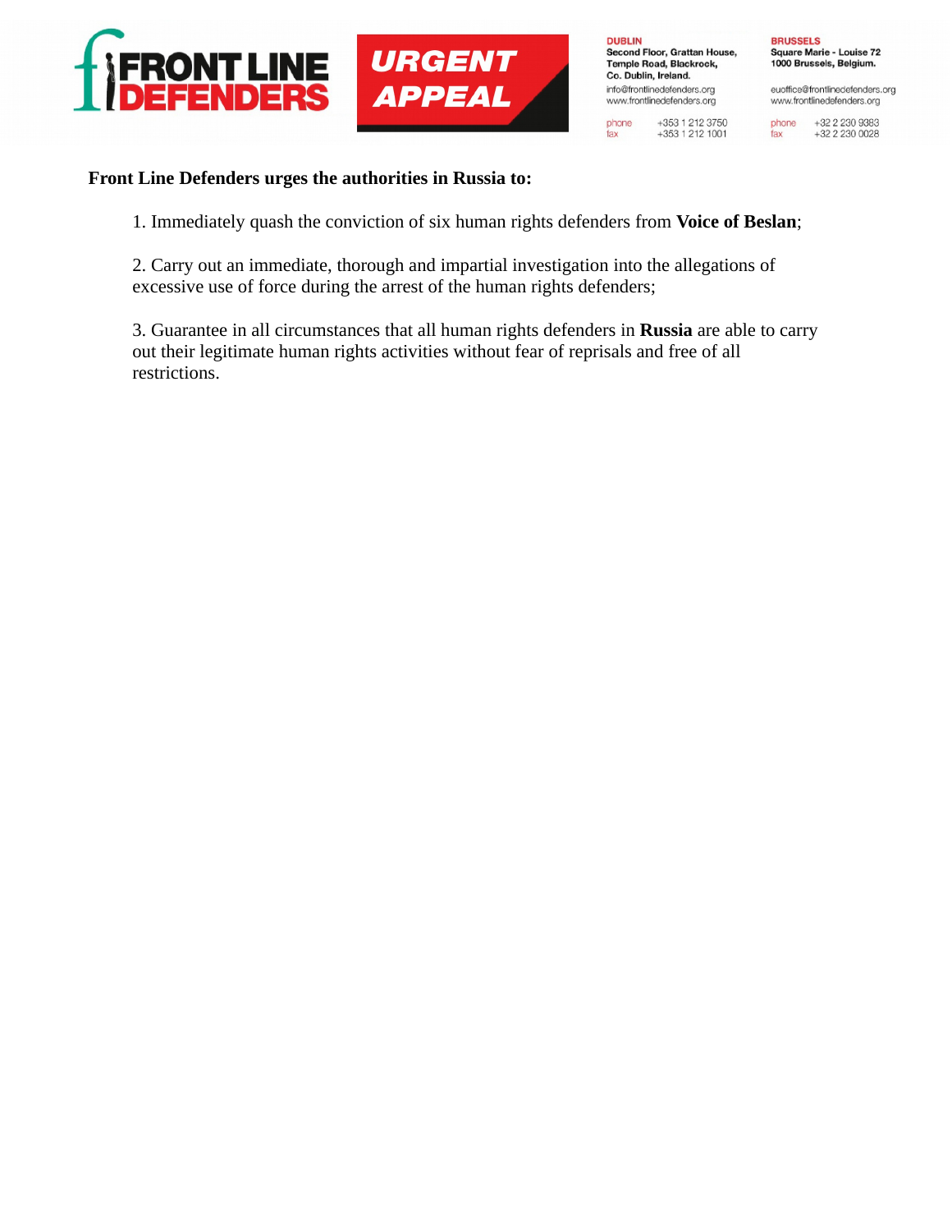**Front Line Defenders urges the authorities in Russia to:**

1. Immediately quash the conviction of six human rights defenders from **Voice of Beslan**;

2. Carry out an immediate, thorough and impartial investigation into the allegations of excessive use of force during the arrest of the human rights defenders;

3. Guarantee in all circumstances that all human rights defenders in **Russia** are able to carry out their legitimate human rights activities without fear of reprisals and free of all restrictions.